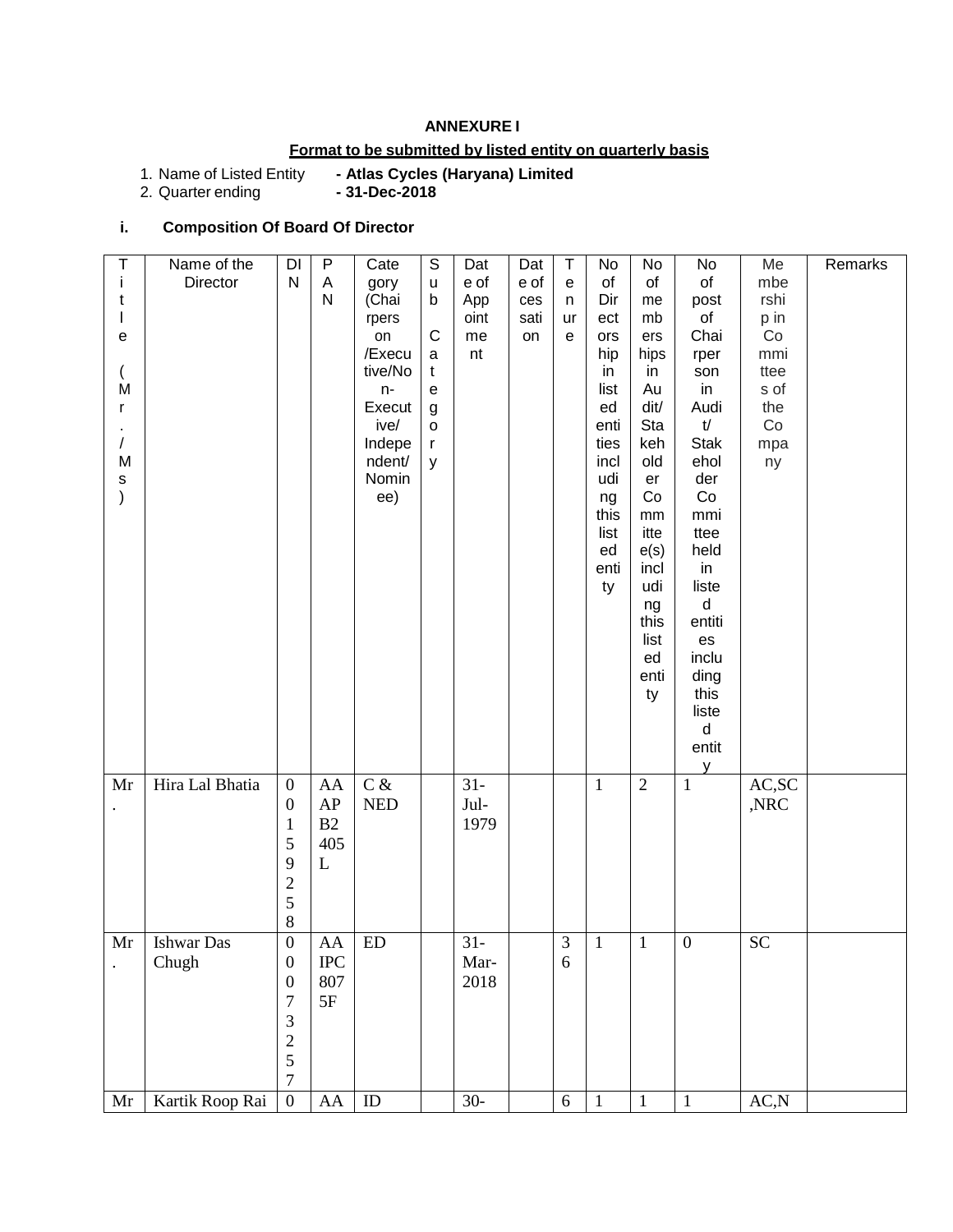**ANNEXURE I**

**Format to be submitted by listed entity on quarterly basis**

1. Name of Listed Entity **- Atlas Cycles (Haryana) Limited**
2. Quarter ending **- 31-Dec-2018**

**i. Composition Of Board Of Director**

| Title (Mr./Ms) | Name of the Director | DIN | PAN | Category (Chairperson /Executive/Non-Executive/ Independent/ Nominee) | Sub Category | Date of Appointment | Date of cessation | Tenure | No of Directorship in listed entities including this listed entity | No of memberships in Audit/ Stakeholder Committee(s) including this listed entity | No of post of Chairperson in Audit/ Stakeholder Committee held in listed entities including this listed entity | Membership in Committees of the Company | Remarks |
|---|---|---|---|---|---|---|---|---|---|---|---|---|---|
| Mr. | Hira Lal Bhatia | 00159258 | AAAPB2405L | C & NED | | 31-Jul-1979 | | | 1 | 2 | 1 | AC,SC,NRC | |
| Mr. | Ishwar Das Chugh | 00073257 | AAIPC8075F | ED | | 31-Mar-2018 | | 36 | 1 | 1 | 0 | SC | |
| Mr | Kartik Roop Rai | 0 | AA | ID | | 30- | | 6 | 1 | 1 | 1 | AC,N | |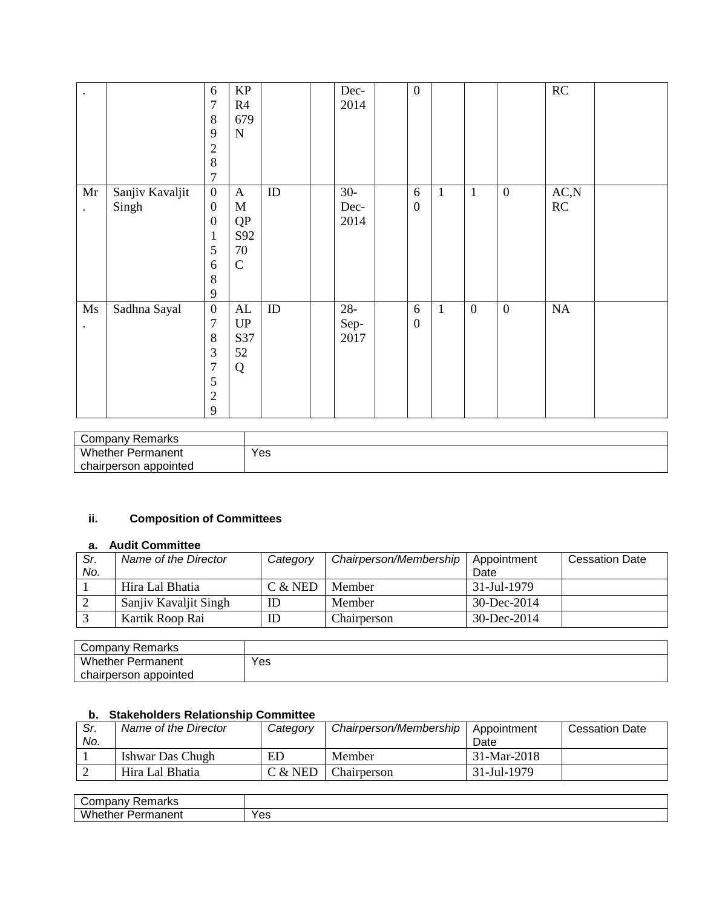| . | | 67892887 | KPR4679N | | | Dec-2014 | | 0 | | | | RC | |
|---|---|---|---|---|---|---|---|---|---|---|---|---|---|
| Mr. | Sanjiv Kavaljit Singh | 00015689 | AMQPS9270C | ID | | 30-Dec-2014 | | 60 | 1 | 1 | 0 | AC,NRC | |
| Ms. | Sadhna Sayal | 07837529 | ALUPS3752Q | ID | | 28-Sep-2017 | | 60 | 1 | 0 | 0 | NA | |

| Company Remarks | |
|---|---|
| Whether Permanent chairperson appointed | Yes |

### ii. Composition of Committees

#### a. Audit Committee

| *Sr. No.* | *Name of the Director* | *Category* | *Chairperson/Membership* | Appointment Date | Cessation Date |
|---|---|---|---|---|---|
| 1 | Hira Lal Bhatia | C & NED | Member | 31-Jul-1979 | |
| 2 | Sanjiv Kavaljit Singh | ID | Member | 30-Dec-2014 | |
| 3 | Kartik Roop Rai | ID | Chairperson | 30-Dec-2014 | |

| Company Remarks | |
|---|---|
| Whether Permanent chairperson appointed | Yes |

#### b. Stakeholders Relationship Committee

| *Sr. No.* | *Name of the Director* | *Category* | *Chairperson/Membership* | Appointment Date | Cessation Date |
|---|---|---|---|---|---|
| 1 | Ishwar Das Chugh | ED | Member | 31-Mar-2018 | |
| 2 | Hira Lal Bhatia | C & NED | Chairperson | 31-Jul-1979 | |

| Company Remarks | |
|---|---|
| Whether Permanent | Yes |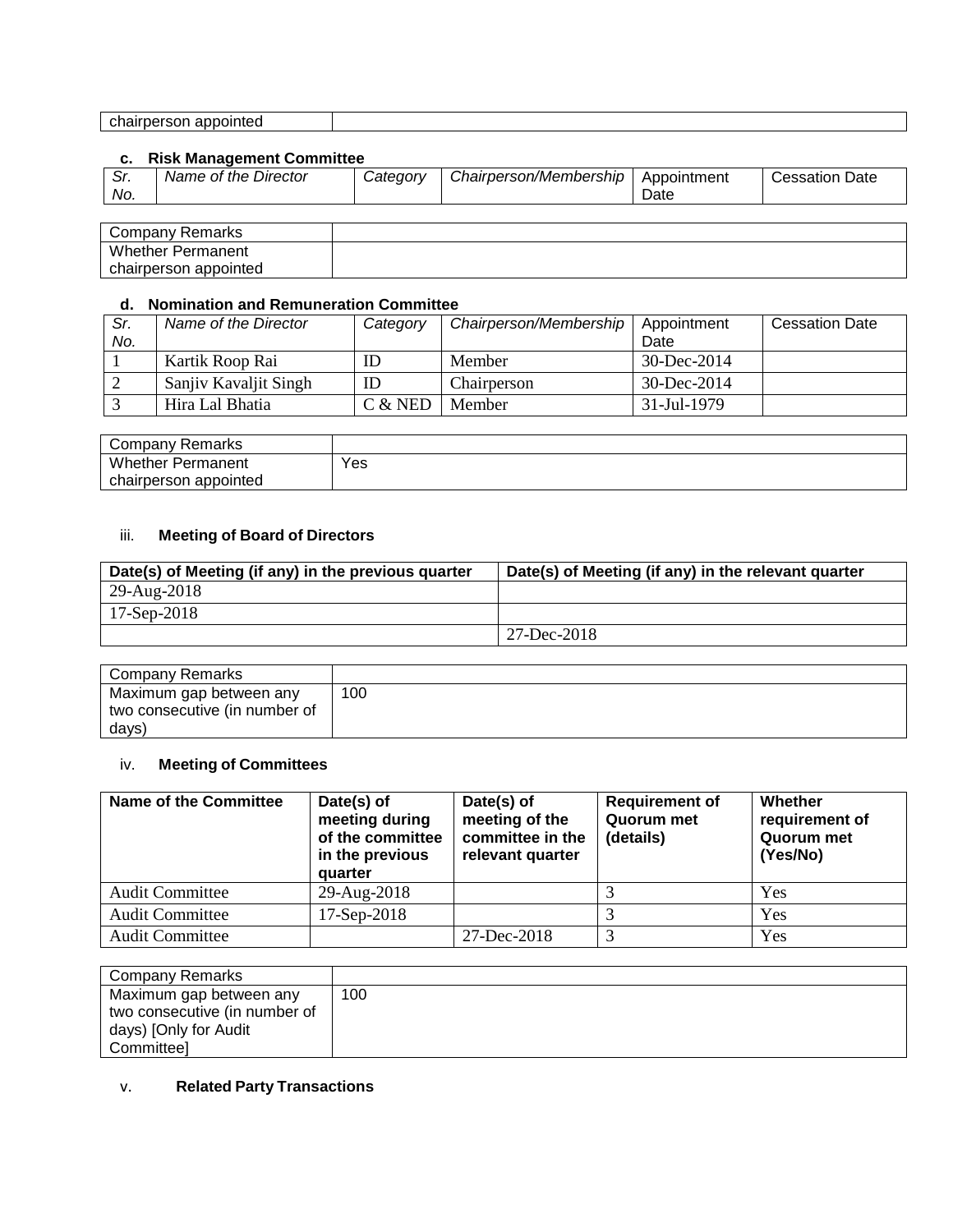| chairperson appointed | |
|---|---|

**c. Risk Management Committee**

| *Sr. No.* | *Name of the Director* | *Category* | *Chairperson/Membership* | Appointment Date | Cessation Date |
|---|---|---|---|---|---|

| Company Remarks | |
|---|---|
| Whether Permanent chairperson appointed | |

**d. Nomination and Remuneration Committee**

| *Sr. No.* | *Name of the Director* | *Category* | *Chairperson/Membership* | Appointment Date | Cessation Date |
|---|---|---|---|---|---|
| 1 | Kartik Roop Rai | ID | Member | 30-Dec-2014 | |
| 2 | Sanjiv Kavaljit Singh | ID | Chairperson | 30-Dec-2014 | |
| 3 | Hira Lal Bhatia | C & NED | Member | 31-Jul-1979 | |

| Company Remarks | |
|---|---|
| Whether Permanent chairperson appointed | Yes |

iii. **Meeting of Board of Directors**

| Date(s) of Meeting (if any) in the previous quarter | Date(s) of Meeting (if any) in the relevant quarter |
|---|---|
| 29-Aug-2018 | |
| 17-Sep-2018 | |
| | 27-Dec-2018 |

| Company Remarks | |
|---|---|
| Maximum gap between any two consecutive (in number of days) | 100 |

iv. **Meeting of Committees**

| Name of the Committee | Date(s) of meeting during of the committee in the previous quarter | Date(s) of meeting of the committee in the relevant quarter | Requirement of Quorum met (details) | Whether requirement of Quorum met (Yes/No) |
|---|---|---|---|---|
| Audit Committee | 29-Aug-2018 | | 3 | Yes |
| Audit Committee | 17-Sep-2018 | | 3 | Yes |
| Audit Committee | | 27-Dec-2018 | 3 | Yes |

| Company Remarks | |
|---|---|
| Maximum gap between any two consecutive (in number of days) [Only for Audit Committee] | 100 |

v. **Related Party Transactions**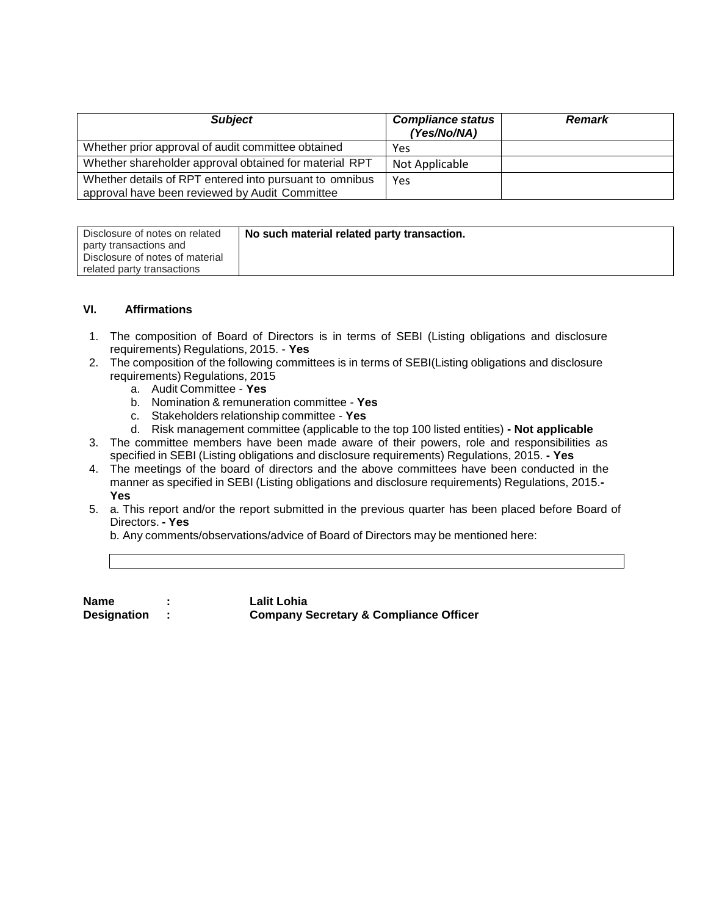| *Subject* | *Compliance status (Yes/No/NA)* | *Remark* |
|---|---|---|
| Whether prior approval of audit committee obtained | Yes | |
| Whether shareholder approval obtained for material RPT | Not Applicable | |
| Whether details of RPT entered into pursuant to omnibus approval have been reviewed by Audit Committee | Yes | |

| | |
|---|---|
| Disclosure of notes on related party transactions and Disclosure of notes of material related party transactions | **No such material related party transaction.** |

### VI. Affirmations

1. The composition of Board of Directors is in terms of SEBI (Listing obligations and disclosure requirements) Regulations, 2015. - **Yes**
2. The composition of the following committees is in terms of SEBI(Listing obligations and disclosure requirements) Regulations, 2015
   a. Audit Committee - **Yes**
   b. Nomination & remuneration committee - **Yes**
   c. Stakeholders relationship committee - **Yes**
   d. Risk management committee (applicable to the top 100 listed entities) **- Not applicable**
3. The committee members have been made aware of their powers, role and responsibilities as specified in SEBI (Listing obligations and disclosure requirements) Regulations, 2015. **- Yes**
4. The meetings of the board of directors and the above committees have been conducted in the manner as specified in SEBI (Listing obligations and disclosure requirements) Regulations, 2015.**- Yes**
5. a. This report and/or the report submitted in the previous quarter has been placed before Board of Directors. **- Yes**

   b. Any comments/observations/advice of Board of Directors may be mentioned here:

**Name** : **Lalit Lohia**

**Designation** : **Company Secretary & Compliance Officer**